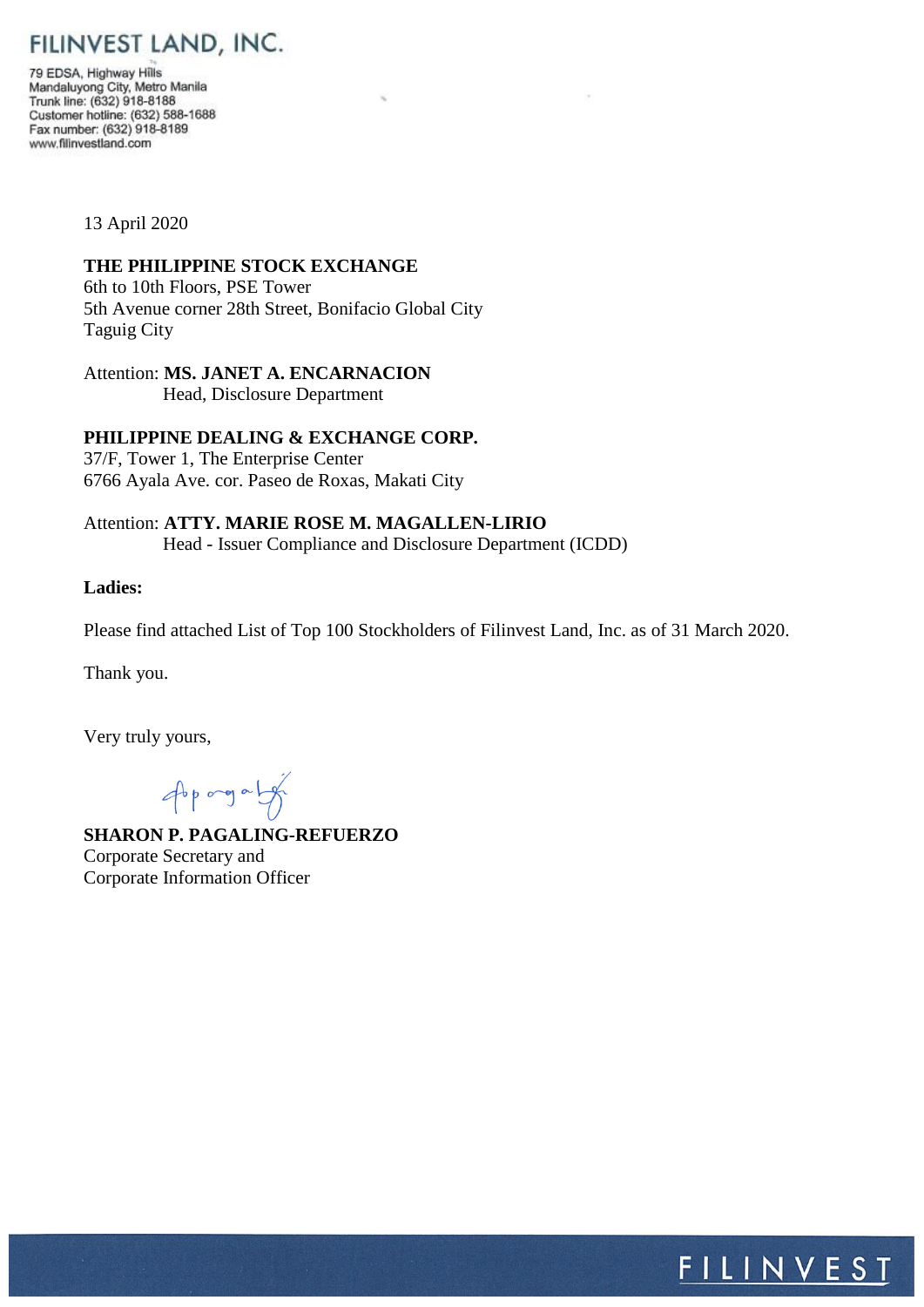# FILINVEST LAND, INC.

79 EDSA, Highway Hills
Mandaluyong City, Metro Manila
Trunk line: (632) 918-8188
Customer hotline: (632) 588-1688
Fax number: (632) 918-8189
www.filinvestland.com

13 April 2020

**THE PHILIPPINE STOCK EXCHANGE**
6th to 10th Floors, PSE Tower
5th Avenue corner 28th Street, Bonifacio Global City
Taguig City

Attention: **MS. JANET A. ENCARNACION**
Head, Disclosure Department

**PHILIPPINE DEALING & EXCHANGE CORP.**
37/F, Tower 1, The Enterprise Center
6766 Ayala Ave. cor. Paseo de Roxas, Makati City

Attention: **ATTY. MARIE ROSE M. MAGALLEN-LIRIO**
Head - Issuer Compliance and Disclosure Department (ICDD)

**Ladies:**

Please find attached List of Top 100 Stockholders of Filinvest Land, Inc. as of 31 March 2020.

Thank you.

Very truly yours,

**SHARON P. PAGALING-REFUERZO**
Corporate Secretary and
Corporate Information Officer

FILINVEST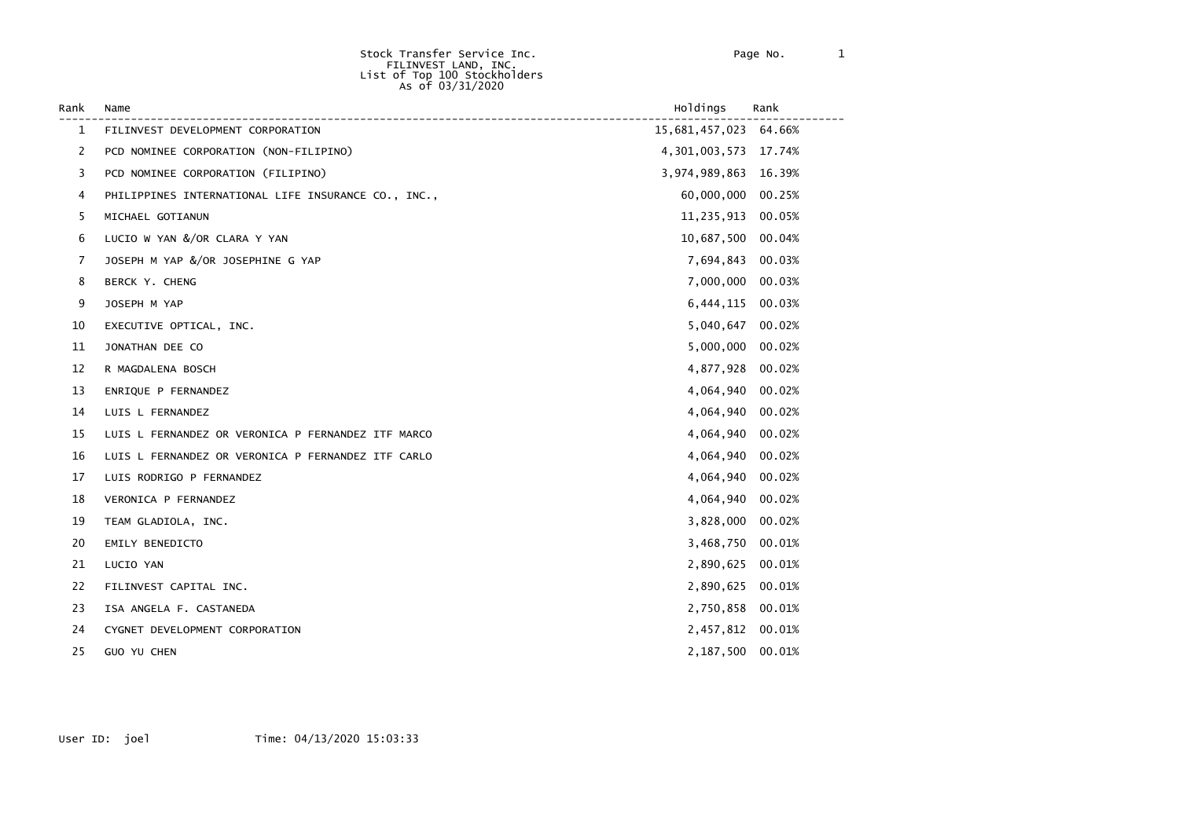Stock Transfer Service Inc.
FILINVEST LAND, INC.
List of Top 100 Stockholders
As of 03/31/2020

| Rank | Name | Holdings | Rank |
|---|---|---|---|
| 1 | FILINVEST DEVELOPMENT CORPORATION | 15,681,457,023 | 64.66% |
| 2 | PCD NOMINEE CORPORATION (NON-FILIPINO) | 4,301,003,573 | 17.74% |
| 3 | PCD NOMINEE CORPORATION (FILIPINO) | 3,974,989,863 | 16.39% |
| 4 | PHILIPPINES INTERNATIONAL LIFE INSURANCE CO., INC., | 60,000,000 | 00.25% |
| 5 | MICHAEL GOTIANUN | 11,235,913 | 00.05% |
| 6 | LUCIO W YAN &/OR CLARA Y YAN | 10,687,500 | 00.04% |
| 7 | JOSEPH M YAP &/OR JOSEPHINE G YAP | 7,694,843 | 00.03% |
| 8 | BERCK Y. CHENG | 7,000,000 | 00.03% |
| 9 | JOSEPH M YAP | 6,444,115 | 00.03% |
| 10 | EXECUTIVE OPTICAL, INC. | 5,040,647 | 00.02% |
| 11 | JONATHAN DEE CO | 5,000,000 | 00.02% |
| 12 | R MAGDALENA BOSCH | 4,877,928 | 00.02% |
| 13 | ENRIQUE P FERNANDEZ | 4,064,940 | 00.02% |
| 14 | LUIS L FERNANDEZ | 4,064,940 | 00.02% |
| 15 | LUIS L FERNANDEZ OR VERONICA P FERNANDEZ ITF MARCO | 4,064,940 | 00.02% |
| 16 | LUIS L FERNANDEZ OR VERONICA P FERNANDEZ ITF CARLO | 4,064,940 | 00.02% |
| 17 | LUIS RODRIGO P FERNANDEZ | 4,064,940 | 00.02% |
| 18 | VERONICA P FERNANDEZ | 4,064,940 | 00.02% |
| 19 | TEAM GLADIOLA, INC. | 3,828,000 | 00.02% |
| 20 | EMILY BENEDICTO | 3,468,750 | 00.01% |
| 21 | LUCIO YAN | 2,890,625 | 00.01% |
| 22 | FILINVEST CAPITAL INC. | 2,890,625 | 00.01% |
| 23 | ISA ANGELA F. CASTANEDA | 2,750,858 | 00.01% |
| 24 | CYGNET DEVELOPMENT CORPORATION | 2,457,812 | 00.01% |
| 25 | GUO YU CHEN | 2,187,500 | 00.01% |

User ID: joel Time: 04/13/2020 15:03:33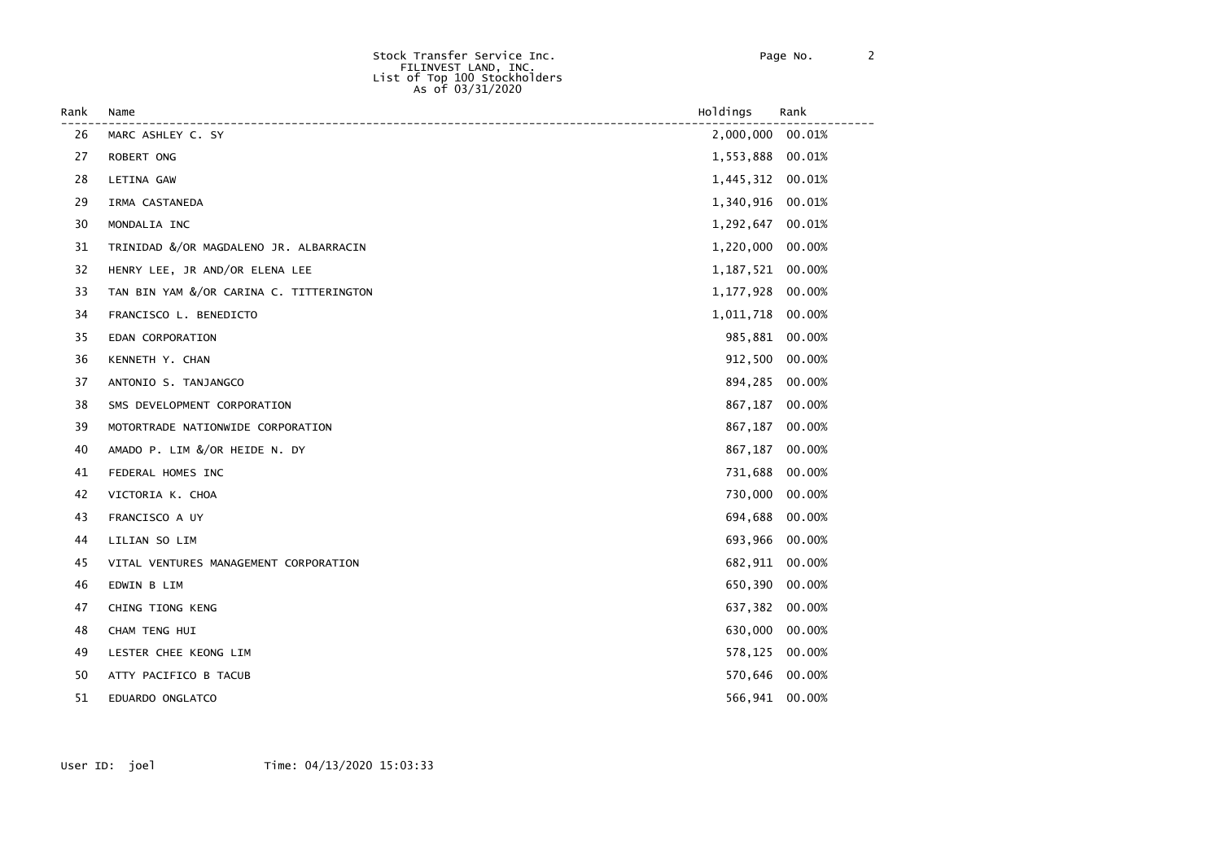Stock Transfer Service Inc.
FILINVEST LAND, INC.
List of Top 100 Stockholders
As of 03/31/2020

| Rank | Name | Holdings | Rank |
|---|---|---|---|
| 26 | MARC ASHLEY C. SY | 2,000,000 | 00.01% |
| 27 | ROBERT ONG | 1,553,888 | 00.01% |
| 28 | LETINA GAW | 1,445,312 | 00.01% |
| 29 | IRMA CASTANEDA | 1,340,916 | 00.01% |
| 30 | MONDALIA INC | 1,292,647 | 00.01% |
| 31 | TRINIDAD &/OR MAGDALENO JR. ALBARRACIN | 1,220,000 | 00.00% |
| 32 | HENRY LEE, JR AND/OR ELENA LEE | 1,187,521 | 00.00% |
| 33 | TAN BIN YAM &/OR CARINA C. TITTERINGTON | 1,177,928 | 00.00% |
| 34 | FRANCISCO L. BENEDICTO | 1,011,718 | 00.00% |
| 35 | EDAN CORPORATION | 985,881 | 00.00% |
| 36 | KENNETH Y. CHAN | 912,500 | 00.00% |
| 37 | ANTONIO S. TANJANGCO | 894,285 | 00.00% |
| 38 | SMS DEVELOPMENT CORPORATION | 867,187 | 00.00% |
| 39 | MOTORTRADE NATIONWIDE CORPORATION | 867,187 | 00.00% |
| 40 | AMADO P. LIM &/OR HEIDE N. DY | 867,187 | 00.00% |
| 41 | FEDERAL HOMES INC | 731,688 | 00.00% |
| 42 | VICTORIA K. CHOA | 730,000 | 00.00% |
| 43 | FRANCISCO A UY | 694,688 | 00.00% |
| 44 | LILIAN SO LIM | 693,966 | 00.00% |
| 45 | VITAL VENTURES MANAGEMENT CORPORATION | 682,911 | 00.00% |
| 46 | EDWIN B LIM | 650,390 | 00.00% |
| 47 | CHING TIONG KENG | 637,382 | 00.00% |
| 48 | CHAM TENG HUI | 630,000 | 00.00% |
| 49 | LESTER CHEE KEONG LIM | 578,125 | 00.00% |
| 50 | ATTY PACIFICO B TACUB | 570,646 | 00.00% |
| 51 | EDUARDO ONGLATCO | 566,941 | 00.00% |

User ID: joel Time: 04/13/2020 15:03:33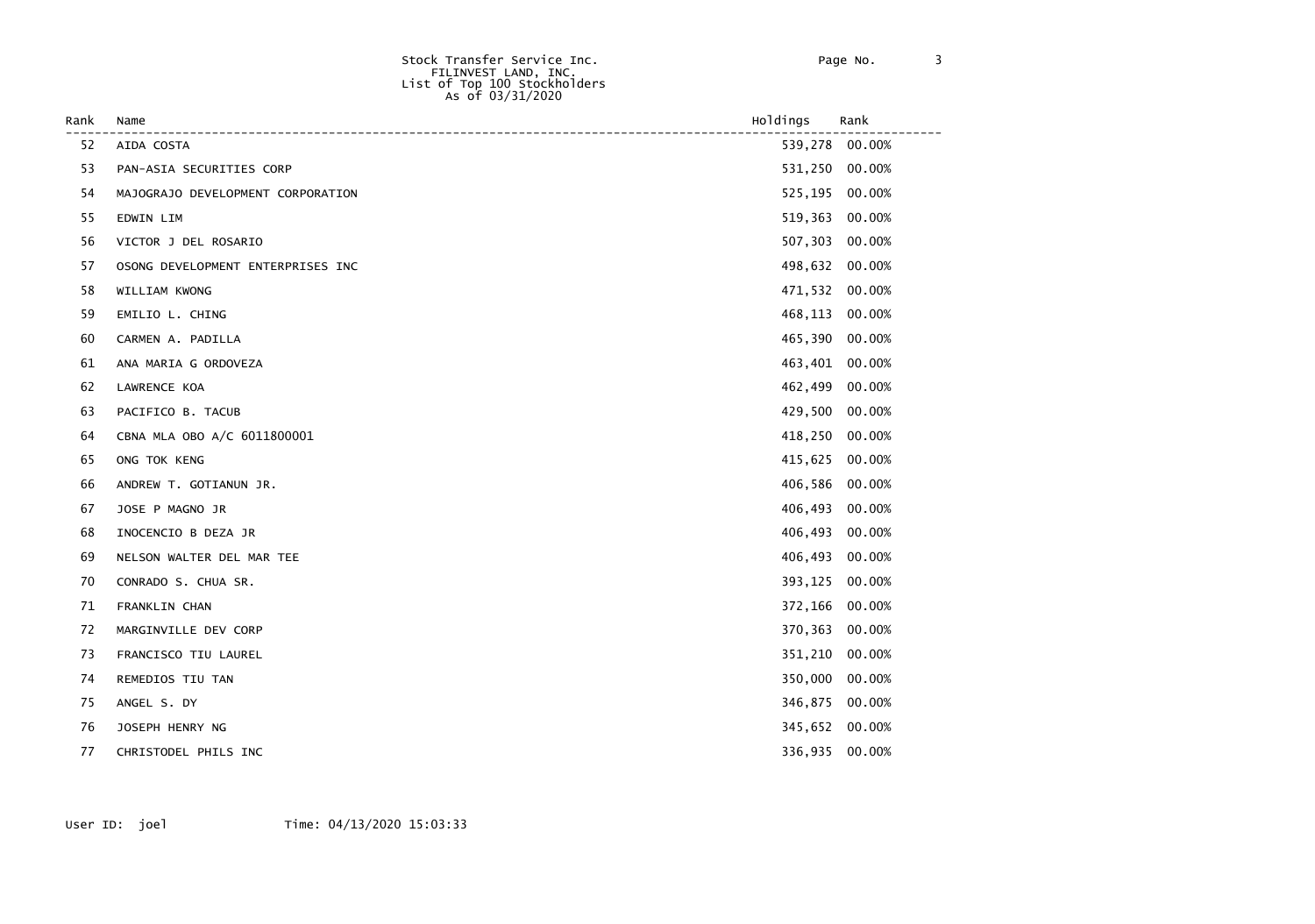Stock Transfer Service Inc.
FILINVEST LAND, INC.
List of Top 100 Stockholders
As of 03/31/2020

| Rank | Name | Holdings | Rank |
|---|---|---|---|
| 52 | AIDA COSTA | 539,278 | 00.00% |
| 53 | PAN-ASIA SECURITIES CORP | 531,250 | 00.00% |
| 54 | MAJOGRAJO DEVELOPMENT CORPORATION | 525,195 | 00.00% |
| 55 | EDWIN LIM | 519,363 | 00.00% |
| 56 | VICTOR J DEL ROSARIO | 507,303 | 00.00% |
| 57 | OSONG DEVELOPMENT ENTERPRISES INC | 498,632 | 00.00% |
| 58 | WILLIAM KWONG | 471,532 | 00.00% |
| 59 | EMILIO L. CHING | 468,113 | 00.00% |
| 60 | CARMEN A. PADILLA | 465,390 | 00.00% |
| 61 | ANA MARIA G ORDOVEZA | 463,401 | 00.00% |
| 62 | LAWRENCE KOA | 462,499 | 00.00% |
| 63 | PACIFICO B. TACUB | 429,500 | 00.00% |
| 64 | CBNA MLA OBO A/C 6011800001 | 418,250 | 00.00% |
| 65 | ONG TOK KENG | 415,625 | 00.00% |
| 66 | ANDREW T. GOTIANUN JR. | 406,586 | 00.00% |
| 67 | JOSE P MAGNO JR | 406,493 | 00.00% |
| 68 | INOCENCIO B DEZA JR | 406,493 | 00.00% |
| 69 | NELSON WALTER DEL MAR TEE | 406,493 | 00.00% |
| 70 | CONRADO S. CHUA SR. | 393,125 | 00.00% |
| 71 | FRANKLIN CHAN | 372,166 | 00.00% |
| 72 | MARGINVILLE DEV CORP | 370,363 | 00.00% |
| 73 | FRANCISCO TIU LAUREL | 351,210 | 00.00% |
| 74 | REMEDIOS TIU TAN | 350,000 | 00.00% |
| 75 | ANGEL S. DY | 346,875 | 00.00% |
| 76 | JOSEPH HENRY NG | 345,652 | 00.00% |
| 77 | CHRISTODEL PHILS INC | 336,935 | 00.00% |

User ID: joel Time: 04/13/2020 15:03:33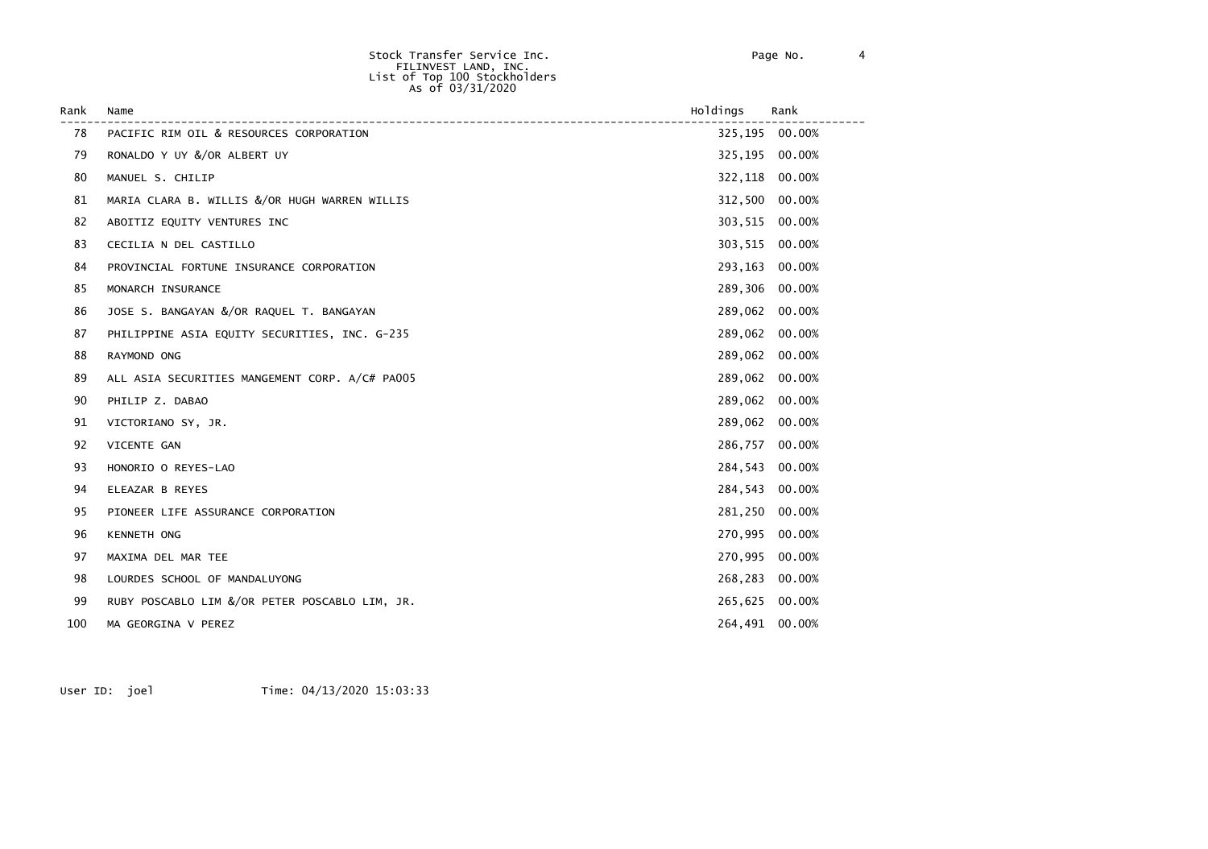Stock Transfer Service Inc.
FILINVEST LAND, INC.
List of Top 100 Stockholders
As of 03/31/2020

| Rank | Name | Holdings | Rank |
|---|---|---|---|
| 78 | PACIFIC RIM OIL & RESOURCES CORPORATION | 325,195 | 00.00% |
| 79 | RONALDO Y UY &/OR ALBERT UY | 325,195 | 00.00% |
| 80 | MANUEL S. CHILIP | 322,118 | 00.00% |
| 81 | MARIA CLARA B. WILLIS &/OR HUGH WARREN WILLIS | 312,500 | 00.00% |
| 82 | ABOITIZ EQUITY VENTURES INC | 303,515 | 00.00% |
| 83 | CECILIA N DEL CASTILLO | 303,515 | 00.00% |
| 84 | PROVINCIAL FORTUNE INSURANCE CORPORATION | 293,163 | 00.00% |
| 85 | MONARCH INSURANCE | 289,306 | 00.00% |
| 86 | JOSE S. BANGAYAN &/OR RAQUEL T. BANGAYAN | 289,062 | 00.00% |
| 87 | PHILIPPINE ASIA EQUITY SECURITIES, INC. G-235 | 289,062 | 00.00% |
| 88 | RAYMOND ONG | 289,062 | 00.00% |
| 89 | ALL ASIA SECURITIES MANGEMENT CORP. A/C# PA005 | 289,062 | 00.00% |
| 90 | PHILIP Z. DABAO | 289,062 | 00.00% |
| 91 | VICTORIANO SY, JR. | 289,062 | 00.00% |
| 92 | VICENTE GAN | 286,757 | 00.00% |
| 93 | HONORIO O REYES-LAO | 284,543 | 00.00% |
| 94 | ELEAZAR B REYES | 284,543 | 00.00% |
| 95 | PIONEER LIFE ASSURANCE CORPORATION | 281,250 | 00.00% |
| 96 | KENNETH ONG | 270,995 | 00.00% |
| 97 | MAXIMA DEL MAR TEE | 270,995 | 00.00% |
| 98 | LOURDES SCHOOL OF MANDALUYONG | 268,283 | 00.00% |
| 99 | RUBY POSCABLO LIM &/OR PETER POSCABLO LIM, JR. | 265,625 | 00.00% |
| 100 | MA GEORGINA V PEREZ | 264,491 | 00.00% |

User ID: joel Time: 04/13/2020 15:03:33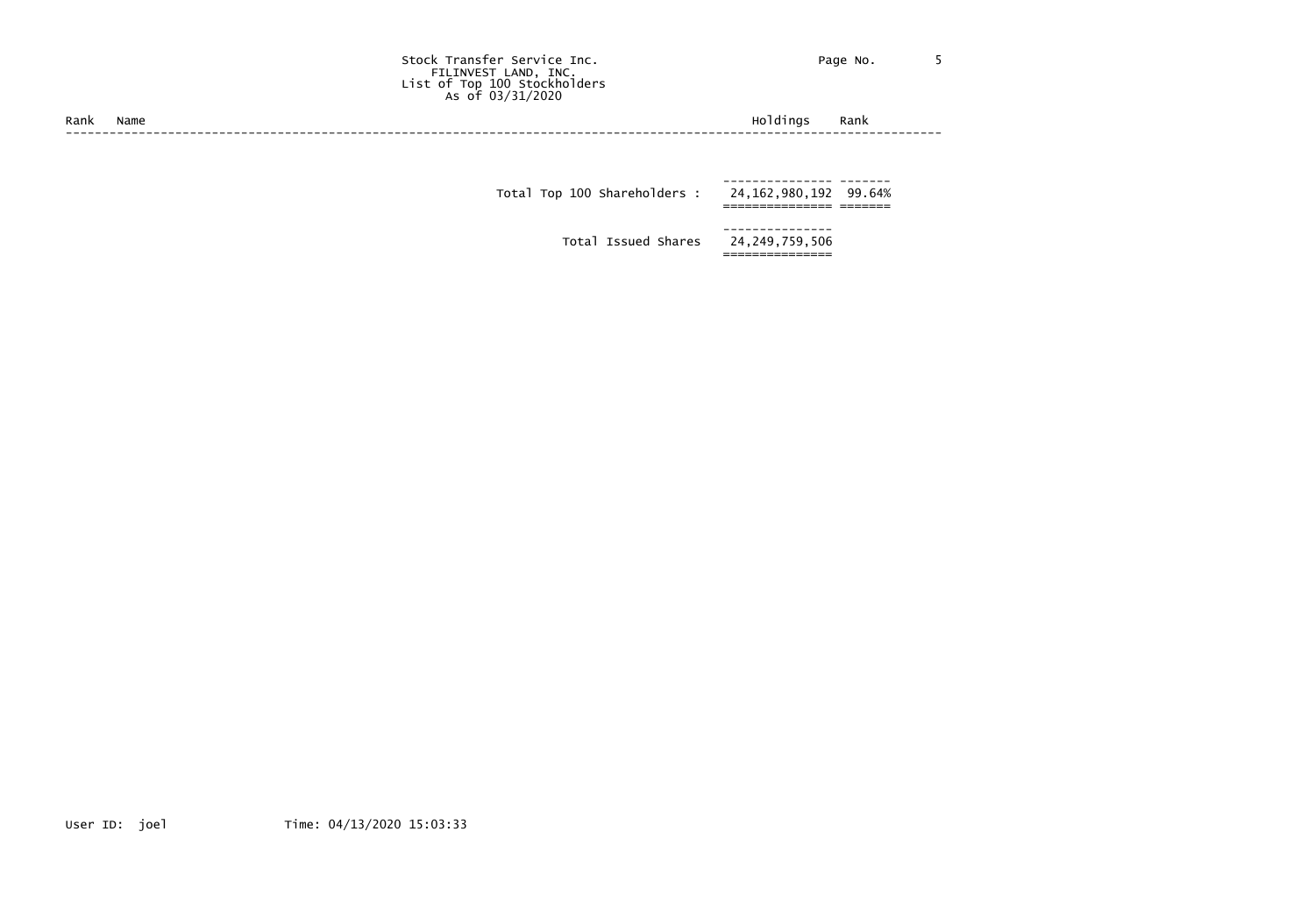Stock Transfer Service Inc.
FILINVEST LAND, INC.
List of Top 100 Stockholders
As of 03/31/2020

| Rank | Name | Holdings | Rank |
|---|---|---|---|
| | Total Top 100 Shareholders : | 24,162,980,192 | 99.64% |
| | Total Issued Shares | 24,249,759,506 | |

User ID: joel Time: 04/13/2020 15:03:33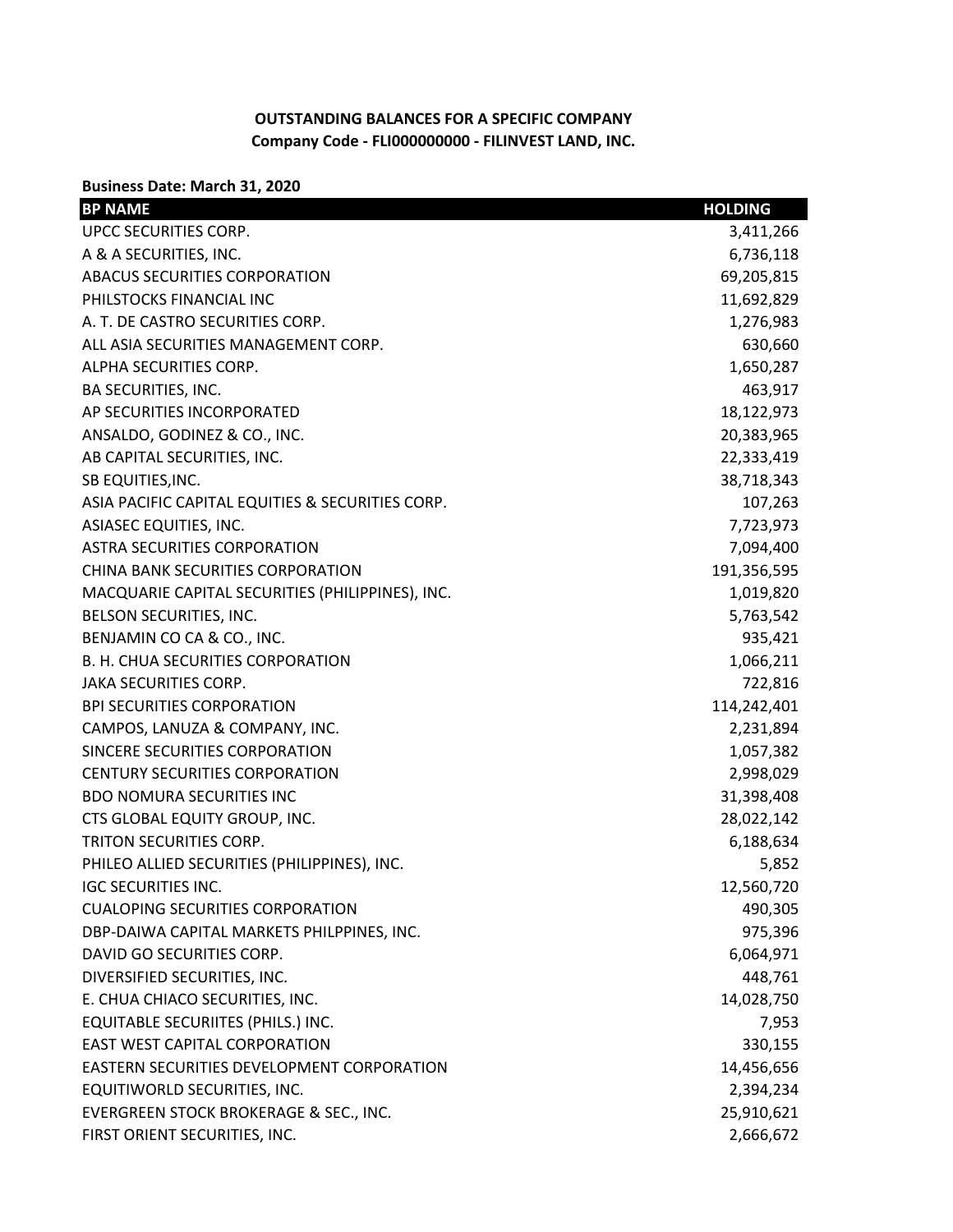**OUTSTANDING BALANCES FOR A SPECIFIC COMPANY**
**Company Code - FLI000000000 - FILINVEST LAND, INC.**

**Business Date: March 31, 2020**

| BP NAME | HOLDING |
|---|---|
| UPCC SECURITIES CORP. | 3,411,266 |
| A & A SECURITIES, INC. | 6,736,118 |
| ABACUS SECURITIES CORPORATION | 69,205,815 |
| PHILSTOCKS FINANCIAL INC | 11,692,829 |
| A. T. DE CASTRO SECURITIES CORP. | 1,276,983 |
| ALL ASIA SECURITIES MANAGEMENT CORP. | 630,660 |
| ALPHA SECURITIES CORP. | 1,650,287 |
| BA SECURITIES, INC. | 463,917 |
| AP SECURITIES INCORPORATED | 18,122,973 |
| ANSALDO, GODINEZ & CO., INC. | 20,383,965 |
| AB CAPITAL SECURITIES, INC. | 22,333,419 |
| SB EQUITIES,INC. | 38,718,343 |
| ASIA PACIFIC CAPITAL EQUITIES & SECURITIES CORP. | 107,263 |
| ASIASEC EQUITIES, INC. | 7,723,973 |
| ASTRA SECURITIES CORPORATION | 7,094,400 |
| CHINA BANK SECURITIES CORPORATION | 191,356,595 |
| MACQUARIE CAPITAL SECURITIES (PHILIPPINES), INC. | 1,019,820 |
| BELSON SECURITIES, INC. | 5,763,542 |
| BENJAMIN CO CA & CO., INC. | 935,421 |
| B. H. CHUA SECURITIES CORPORATION | 1,066,211 |
| JAKA SECURITIES CORP. | 722,816 |
| BPI SECURITIES CORPORATION | 114,242,401 |
| CAMPOS, LANUZA & COMPANY, INC. | 2,231,894 |
| SINCERE SECURITIES CORPORATION | 1,057,382 |
| CENTURY SECURITIES CORPORATION | 2,998,029 |
| BDO NOMURA SECURITIES INC | 31,398,408 |
| CTS GLOBAL EQUITY GROUP, INC. | 28,022,142 |
| TRITON SECURITIES CORP. | 6,188,634 |
| PHILEO ALLIED SECURITIES (PHILIPPINES), INC. | 5,852 |
| IGC SECURITIES INC. | 12,560,720 |
| CUALOPING SECURITIES CORPORATION | 490,305 |
| DBP-DAIWA CAPITAL MARKETS PHILPPINES, INC. | 975,396 |
| DAVID GO SECURITIES CORP. | 6,064,971 |
| DIVERSIFIED SECURITIES, INC. | 448,761 |
| E. CHUA CHIACO SECURITIES, INC. | 14,028,750 |
| EQUITABLE SECURIITES (PHILS.) INC. | 7,953 |
| EAST WEST CAPITAL CORPORATION | 330,155 |
| EASTERN SECURITIES DEVELOPMENT CORPORATION | 14,456,656 |
| EQUITIWORLD SECURITIES, INC. | 2,394,234 |
| EVERGREEN STOCK BROKERAGE & SEC., INC. | 25,910,621 |
| FIRST ORIENT SECURITIES, INC. | 2,666,672 |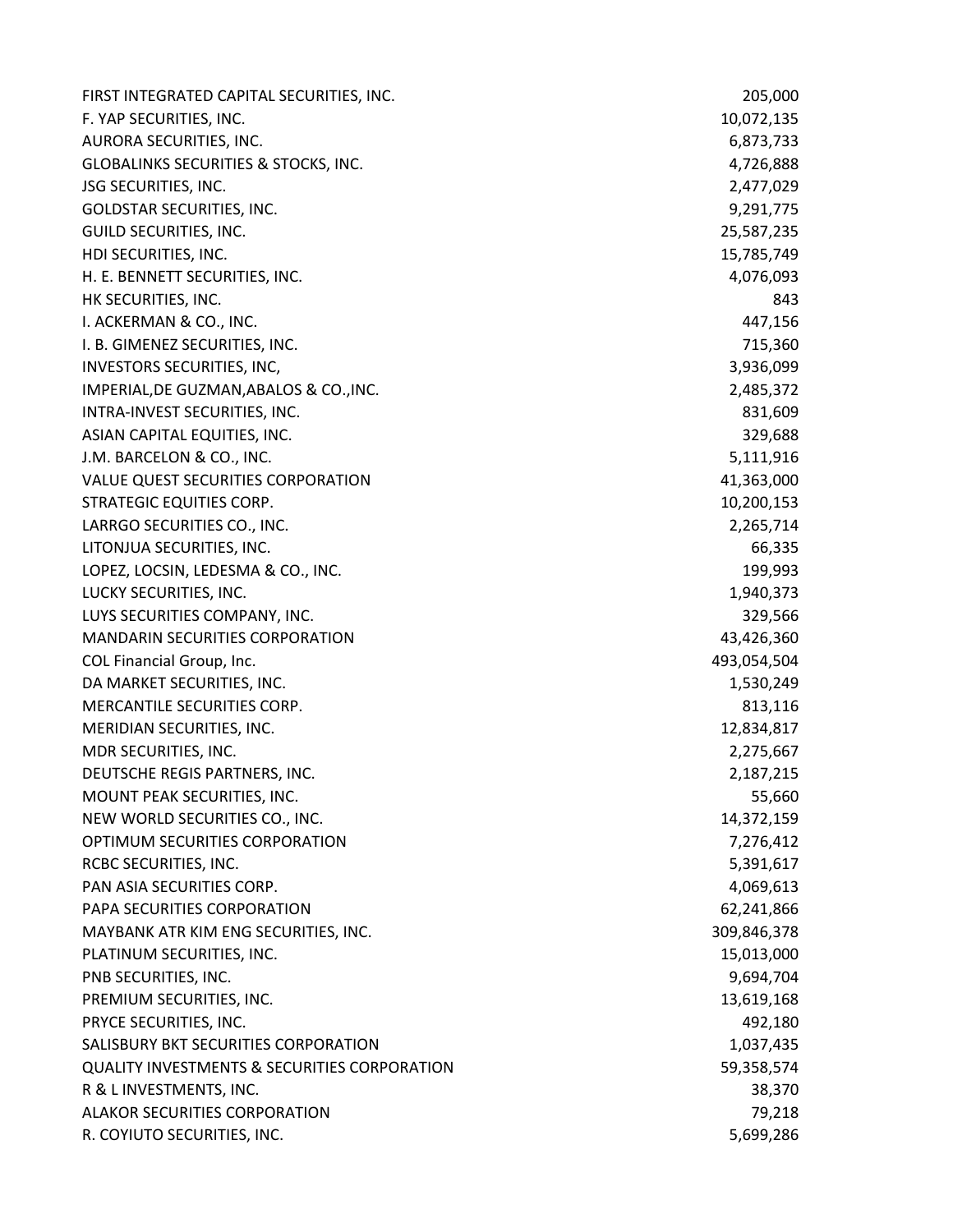| | |
|---|---|
| FIRST INTEGRATED CAPITAL SECURITIES, INC. | 205,000 |
| F. YAP SECURITIES, INC. | 10,072,135 |
| AURORA SECURITIES, INC. | 6,873,733 |
| GLOBALINKS SECURITIES & STOCKS, INC. | 4,726,888 |
| JSG SECURITIES, INC. | 2,477,029 |
| GOLDSTAR SECURITIES, INC. | 9,291,775 |
| GUILD SECURITIES, INC. | 25,587,235 |
| HDI SECURITIES, INC. | 15,785,749 |
| H. E. BENNETT SECURITIES, INC. | 4,076,093 |
| HK SECURITIES, INC. | 843 |
| I. ACKERMAN & CO., INC. | 447,156 |
| I. B. GIMENEZ SECURITIES, INC. | 715,360 |
| INVESTORS SECURITIES, INC, | 3,936,099 |
| IMPERIAL,DE GUZMAN,ABALOS & CO.,INC. | 2,485,372 |
| INTRA-INVEST SECURITIES, INC. | 831,609 |
| ASIAN CAPITAL EQUITIES, INC. | 329,688 |
| J.M. BARCELON & CO., INC. | 5,111,916 |
| VALUE QUEST SECURITIES CORPORATION | 41,363,000 |
| STRATEGIC EQUITIES CORP. | 10,200,153 |
| LARRGO SECURITIES CO., INC. | 2,265,714 |
| LITONJUA SECURITIES, INC. | 66,335 |
| LOPEZ, LOCSIN, LEDESMA & CO., INC. | 199,993 |
| LUCKY SECURITIES, INC. | 1,940,373 |
| LUYS SECURITIES COMPANY, INC. | 329,566 |
| MANDARIN SECURITIES CORPORATION | 43,426,360 |
| COL Financial Group, Inc. | 493,054,504 |
| DA MARKET SECURITIES, INC. | 1,530,249 |
| MERCANTILE SECURITIES CORP. | 813,116 |
| MERIDIAN SECURITIES, INC. | 12,834,817 |
| MDR SECURITIES, INC. | 2,275,667 |
| DEUTSCHE REGIS PARTNERS, INC. | 2,187,215 |
| MOUNT PEAK SECURITIES, INC. | 55,660 |
| NEW WORLD SECURITIES CO., INC. | 14,372,159 |
| OPTIMUM SECURITIES CORPORATION | 7,276,412 |
| RCBC SECURITIES, INC. | 5,391,617 |
| PAN ASIA SECURITIES CORP. | 4,069,613 |
| PAPA SECURITIES CORPORATION | 62,241,866 |
| MAYBANK ATR KIM ENG SECURITIES, INC. | 309,846,378 |
| PLATINUM SECURITIES, INC. | 15,013,000 |
| PNB SECURITIES, INC. | 9,694,704 |
| PREMIUM SECURITIES, INC. | 13,619,168 |
| PRYCE SECURITIES, INC. | 492,180 |
| SALISBURY BKT SECURITIES CORPORATION | 1,037,435 |
| QUALITY INVESTMENTS & SECURITIES CORPORATION | 59,358,574 |
| R & L INVESTMENTS, INC. | 38,370 |
| ALAKOR SECURITIES CORPORATION | 79,218 |
| R. COYIUTO SECURITIES, INC. | 5,699,286 |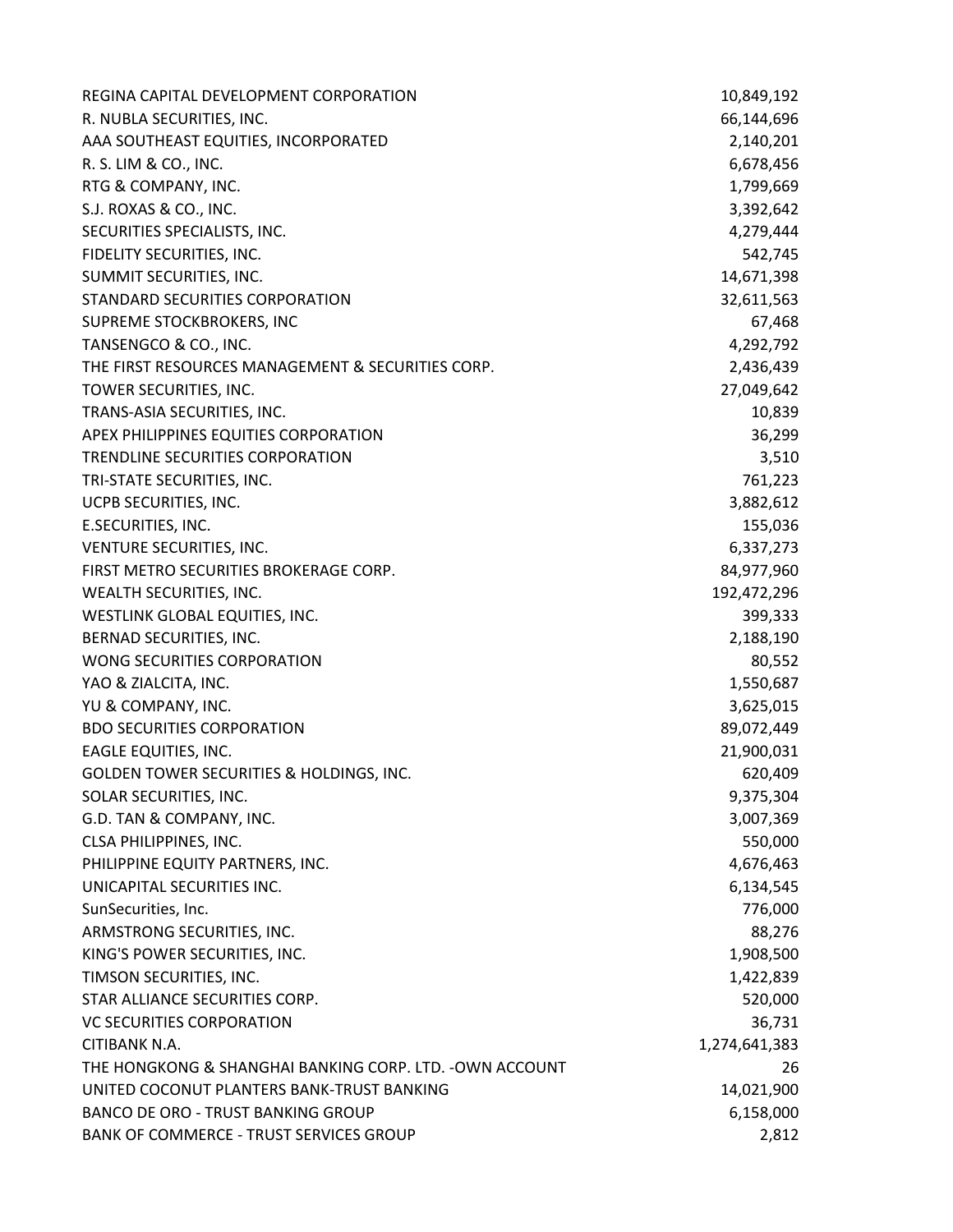| | |
|---|---|
| REGINA CAPITAL DEVELOPMENT CORPORATION | 10,849,192 |
| R. NUBLA SECURITIES, INC. | 66,144,696 |
| AAA SOUTHEAST EQUITIES, INCORPORATED | 2,140,201 |
| R. S. LIM & CO., INC. | 6,678,456 |
| RTG & COMPANY, INC. | 1,799,669 |
| S.J. ROXAS & CO., INC. | 3,392,642 |
| SECURITIES SPECIALISTS, INC. | 4,279,444 |
| FIDELITY SECURITIES, INC. | 542,745 |
| SUMMIT SECURITIES, INC. | 14,671,398 |
| STANDARD SECURITIES CORPORATION | 32,611,563 |
| SUPREME STOCKBROKERS, INC | 67,468 |
| TANSENGCO & CO., INC. | 4,292,792 |
| THE FIRST RESOURCES MANAGEMENT & SECURITIES CORP. | 2,436,439 |
| TOWER SECURITIES, INC. | 27,049,642 |
| TRANS-ASIA SECURITIES, INC. | 10,839 |
| APEX PHILIPPINES EQUITIES CORPORATION | 36,299 |
| TRENDLINE SECURITIES CORPORATION | 3,510 |
| TRI-STATE SECURITIES, INC. | 761,223 |
| UCPB SECURITIES, INC. | 3,882,612 |
| E.SECURITIES, INC. | 155,036 |
| VENTURE SECURITIES, INC. | 6,337,273 |
| FIRST METRO SECURITIES BROKERAGE CORP. | 84,977,960 |
| WEALTH SECURITIES, INC. | 192,472,296 |
| WESTLINK GLOBAL EQUITIES, INC. | 399,333 |
| BERNAD SECURITIES, INC. | 2,188,190 |
| WONG SECURITIES CORPORATION | 80,552 |
| YAO & ZIALCITA, INC. | 1,550,687 |
| YU & COMPANY, INC. | 3,625,015 |
| BDO SECURITIES CORPORATION | 89,072,449 |
| EAGLE EQUITIES, INC. | 21,900,031 |
| GOLDEN TOWER SECURITIES & HOLDINGS, INC. | 620,409 |
| SOLAR SECURITIES, INC. | 9,375,304 |
| G.D. TAN & COMPANY, INC. | 3,007,369 |
| CLSA PHILIPPINES, INC. | 550,000 |
| PHILIPPINE EQUITY PARTNERS, INC. | 4,676,463 |
| UNICAPITAL SECURITIES INC. | 6,134,545 |
| SunSecurities, Inc. | 776,000 |
| ARMSTRONG SECURITIES, INC. | 88,276 |
| KING'S POWER SECURITIES, INC. | 1,908,500 |
| TIMSON SECURITIES, INC. | 1,422,839 |
| STAR ALLIANCE SECURITIES CORP. | 520,000 |
| VC SECURITIES CORPORATION | 36,731 |
| CITIBANK N.A. | 1,274,641,383 |
| THE HONGKONG & SHANGHAI BANKING CORP. LTD. -OWN ACCOUNT | 26 |
| UNITED COCONUT PLANTERS BANK-TRUST BANKING | 14,021,900 |
| BANCO DE ORO - TRUST BANKING GROUP | 6,158,000 |
| BANK OF COMMERCE - TRUST SERVICES GROUP | 2,812 |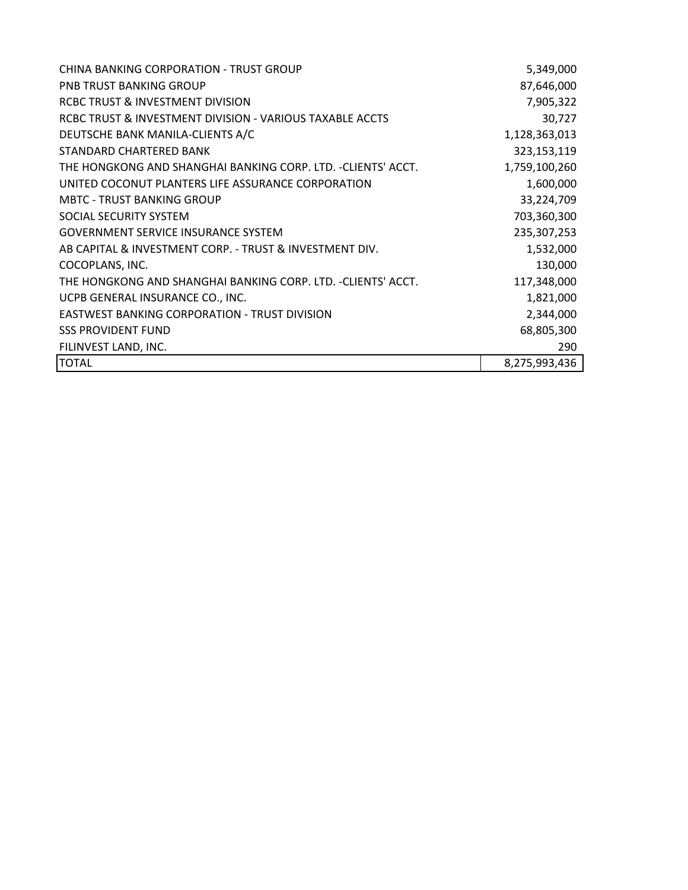| | |
|---|---|
| CHINA BANKING CORPORATION - TRUST GROUP | 5,349,000 |
| PNB TRUST BANKING GROUP | 87,646,000 |
| RCBC TRUST & INVESTMENT DIVISION | 7,905,322 |
| RCBC TRUST & INVESTMENT DIVISION - VARIOUS TAXABLE ACCTS | 30,727 |
| DEUTSCHE BANK MANILA-CLIENTS A/C | 1,128,363,013 |
| STANDARD CHARTERED BANK | 323,153,119 |
| THE HONGKONG AND SHANGHAI BANKING CORP. LTD. -CLIENTS' ACCT. | 1,759,100,260 |
| UNITED COCONUT PLANTERS LIFE ASSURANCE CORPORATION | 1,600,000 |
| MBTC - TRUST BANKING GROUP | 33,224,709 |
| SOCIAL SECURITY SYSTEM | 703,360,300 |
| GOVERNMENT SERVICE INSURANCE SYSTEM | 235,307,253 |
| AB CAPITAL & INVESTMENT CORP. - TRUST & INVESTMENT DIV. | 1,532,000 |
| COCOPLANS, INC. | 130,000 |
| THE HONGKONG AND SHANGHAI BANKING CORP. LTD. -CLIENTS' ACCT. | 117,348,000 |
| UCPB GENERAL INSURANCE CO., INC. | 1,821,000 |
| EASTWEST BANKING CORPORATION - TRUST DIVISION | 2,344,000 |
| SSS PROVIDENT FUND | 68,805,300 |
| FILINVEST LAND, INC. | 290 |
| TOTAL | 8,275,993,436 |